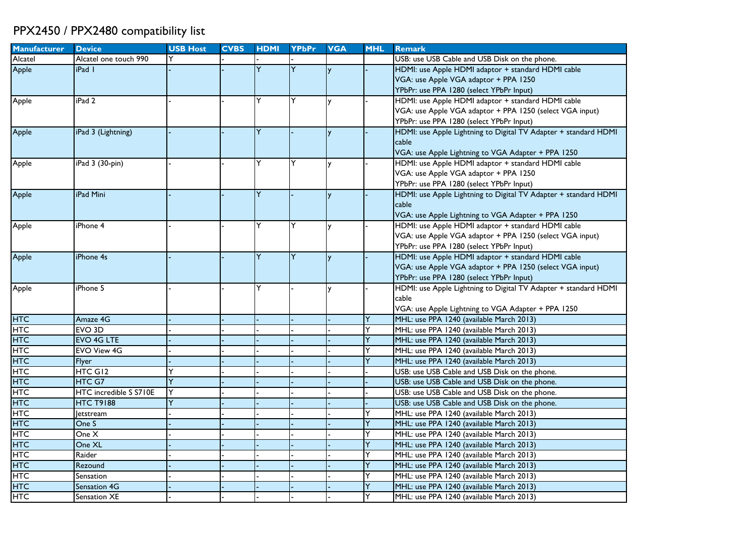# PPX2450 / PPX2480 compatibility list

| Manufacturer | Device | USB Host | CVBS | HDMI | YPbPr | VGA | MHL | Remark |
|---|---|---|---|---|---|---|---|---|
| Alcatel | Alcatel one touch 990 | Y | - | - | - | | | USB: use USB Cable and USB Disk on the phone. |
| Apple | iPad 1 | - | - | Y | Y | y | - | HDMI: use Apple HDMI adaptor + standard HDMI cable<br>VGA: use Apple VGA adaptor + PPA 1250<br>YPbPr: use PPA 1280 (select YPbPr Input) |
| Apple | iPad 2 | - | - | Y | Y | y | - | HDMI: use Apple HDMI adaptor + standard HDMI cable<br>VGA: use Apple VGA adaptor + PPA 1250 (select VGA input)<br>YPbPr: use PPA 1280 (select YPbPr Input) |
| Apple | iPad 3 (Lightning) | - | - | Y | - | y | - | HDMI: use Apple Lightning to Digital TV Adapter + standard HDMI cable<br>VGA: use Apple Lightning to VGA Adapter + PPA 1250 |
| Apple | iPad 3 (30-pin) | - | - | Y | Y | y | - | HDMI: use Apple HDMI adaptor + standard HDMI cable<br>VGA: use Apple VGA adaptor + PPA 1250<br>YPbPr: use PPA 1280 (select YPbPr Input) |
| Apple | iPad Mini | - | - | Y | - | y | - | HDMI: use Apple Lightning to Digital TV Adapter + standard HDMI cable<br>VGA: use Apple Lightning to VGA Adapter + PPA 1250 |
| Apple | iPhone 4 | - | - | Y | Y | y | - | HDMI: use Apple HDMI adaptor + standard HDMI cable<br>VGA: use Apple VGA adaptor + PPA 1250 (select VGA input)<br>YPbPr: use PPA 1280 (select YPbPr Input) |
| Apple | iPhone 4s | - | - | Y | Y | y | - | HDMI: use Apple HDMI adaptor + standard HDMI cable<br>VGA: use Apple VGA adaptor + PPA 1250 (select VGA input)<br>YPbPr: use PPA 1280 (select YPbPr Input) |
| Apple | iPhone 5 | - | - | Y | - | y | - | HDMI: use Apple Lightning to Digital TV Adapter + standard HDMI cable<br>VGA: use Apple Lightning to VGA Adapter + PPA 1250 |
| HTC | Amaze 4G | - | - | - | - | - | Y | MHL: use PPA 1240 (available March 2013) |
| HTC | EVO 3D | - | - | - | - | - | Y | MHL: use PPA 1240 (available March 2013) |
| HTC | EVO 4G LTE | - | - | - | - | - | Y | MHL: use PPA 1240 (available March 2013) |
| HTC | EVO View 4G | - | - | - | - | - | Y | MHL: use PPA 1240 (available March 2013) |
| HTC | Flyer | - | - | - | - | - | Y | MHL: use PPA 1240 (available March 2013) |
| HTC | HTC G12 | Y | - | - | - | - | - | USB: use USB Cable and USB Disk on the phone. |
| HTC | HTC G7 | Y | - | - | - | - | - | USB: use USB Cable and USB Disk on the phone. |
| HTC | HTC incredible S S710E | Y | - | - | - | - | - | USB: use USB Cable and USB Disk on the phone. |
| HTC | HTC T9188 | Y | - | - | - | - | - | USB: use USB Cable and USB Disk on the phone. |
| HTC | Jetstream | - | - | - | - | - | Y | MHL: use PPA 1240 (available March 2013) |
| HTC | One S | - | - | - | - | - | Y | MHL: use PPA 1240 (available March 2013) |
| HTC | One X | - | - | - | - | - | Y | MHL: use PPA 1240 (available March 2013) |
| HTC | One XL | - | - | - | - | - | Y | MHL: use PPA 1240 (available March 2013) |
| HTC | Raider | - | - | - | - | - | Y | MHL: use PPA 1240 (available March 2013) |
| HTC | Rezound | - | - | - | - | - | Y | MHL: use PPA 1240 (available March 2013) |
| HTC | Sensation | - | - | - | - | - | Y | MHL: use PPA 1240 (available March 2013) |
| HTC | Sensation 4G | - | - | - | - | - | Y | MHL: use PPA 1240 (available March 2013) |
| HTC | Sensation XE | - | - | - | - | - | Y | MHL: use PPA 1240 (available March 2013) |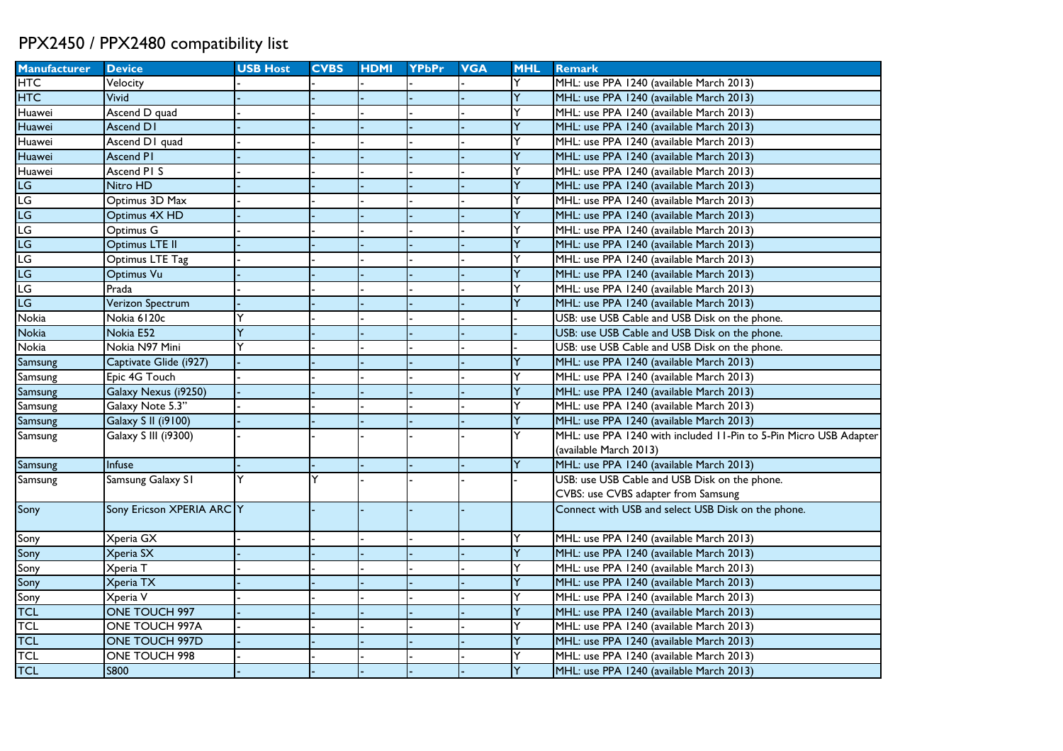# PPX2450 / PPX2480 compatibility list

| Manufacturer | Device | USB Host | CVBS | HDMI | YPbPr | VGA | MHL | Remark |
|---|---|---|---|---|---|---|---|---|
| HTC | Velocity | - | - | - | - | - | Y | MHL: use PPA 1240 (available March 2013) |
| HTC | Vivid | - | - | - | - | - | Y | MHL: use PPA 1240 (available March 2013) |
| Huawei | Ascend D quad | - | - | - | - | - | Y | MHL: use PPA 1240 (available March 2013) |
| Huawei | Ascend D1 | - | - | - | - | - | Y | MHL: use PPA 1240 (available March 2013) |
| Huawei | Ascend D1 quad | - | - | - | - | - | Y | MHL: use PPA 1240 (available March 2013) |
| Huawei | Ascend P1 | - | - | - | - | - | Y | MHL: use PPA 1240 (available March 2013) |
| Huawei | Ascend P1 S | - | - | - | - | - | Y | MHL: use PPA 1240 (available March 2013) |
| LG | Nitro HD | - | - | - | - | - | Y | MHL: use PPA 1240 (available March 2013) |
| LG | Optimus 3D Max | - | - | - | - | - | Y | MHL: use PPA 1240 (available March 2013) |
| LG | Optimus 4X HD | - | - | - | - | - | Y | MHL: use PPA 1240 (available March 2013) |
| LG | Optimus G | - | - | - | - | - | Y | MHL: use PPA 1240 (available March 2013) |
| LG | Optimus LTE II | - | - | - | - | - | Y | MHL: use PPA 1240 (available March 2013) |
| LG | Optimus LTE Tag | - | - | - | - | - | Y | MHL: use PPA 1240 (available March 2013) |
| LG | Optimus Vu | - | - | - | - | - | Y | MHL: use PPA 1240 (available March 2013) |
| LG | Prada | - | - | - | - | - | Y | MHL: use PPA 1240 (available March 2013) |
| LG | Verizon Spectrum | - | - | - | - | - | Y | MHL: use PPA 1240 (available March 2013) |
| Nokia | Nokia 6120c | Y | - | - | - | - | - | USB: use USB Cable and USB Disk on the phone. |
| Nokia | Nokia E52 | Y | - | - | - | - | - | USB: use USB Cable and USB Disk on the phone. |
| Nokia | Nokia N97 Mini | Y | - | - | - | - | - | USB: use USB Cable and USB Disk on the phone. |
| Samsung | Captivate Glide (i927) | - | - | - | - | - | Y | MHL: use PPA 1240 (available March 2013) |
| Samsung | Epic 4G Touch | - | - | - | - | - | Y | MHL: use PPA 1240 (available March 2013) |
| Samsung | Galaxy Nexus (i9250) | - | - | - | - | - | Y | MHL: use PPA 1240 (available March 2013) |
| Samsung | Galaxy Note 5.3" | - | - | - | - | - | Y | MHL: use PPA 1240 (available March 2013) |
| Samsung | Galaxy S II (i9100) | - | - | - | - | - | Y | MHL: use PPA 1240 (available March 2013) |
| Samsung | Galaxy S III (i9300) | - | - | - | - | - | Y | MHL: use PPA 1240 with included 11-Pin to 5-Pin Micro USB Adapter (available March 2013) |
| Samsung | Infuse | - | - | - | - | - | Y | MHL: use PPA 1240 (available March 2013) |
| Samsung | Samsung Galaxy S1 | Y | Y | - | - | - | - | USB: use USB Cable and USB Disk on the phone.<br>CVBS: use CVBS adapter from Samsung |
| Sony | Sony Ericson XPERIA ARC | Y | - | - | - | - | | Connect with USB and select USB Disk on the phone. |
| Sony | Xperia GX | - | - | - | - | - | Y | MHL: use PPA 1240 (available March 2013) |
| Sony | Xperia SX | - | - | - | - | - | Y | MHL: use PPA 1240 (available March 2013) |
| Sony | Xperia T | - | - | - | - | - | Y | MHL: use PPA 1240 (available March 2013) |
| Sony | Xperia TX | - | - | - | - | - | Y | MHL: use PPA 1240 (available March 2013) |
| Sony | Xperia V | - | - | - | - | - | Y | MHL: use PPA 1240 (available March 2013) |
| TCL | ONE TOUCH 997 | - | - | - | - | - | Y | MHL: use PPA 1240 (available March 2013) |
| TCL | ONE TOUCH 997A | - | - | - | - | - | Y | MHL: use PPA 1240 (available March 2013) |
| TCL | ONE TOUCH 997D | - | - | - | - | - | Y | MHL: use PPA 1240 (available March 2013) |
| TCL | ONE TOUCH 998 | - | - | - | - | - | Y | MHL: use PPA 1240 (available March 2013) |
| TCL | S800 | - | - | - | - | - | Y | MHL: use PPA 1240 (available March 2013) |